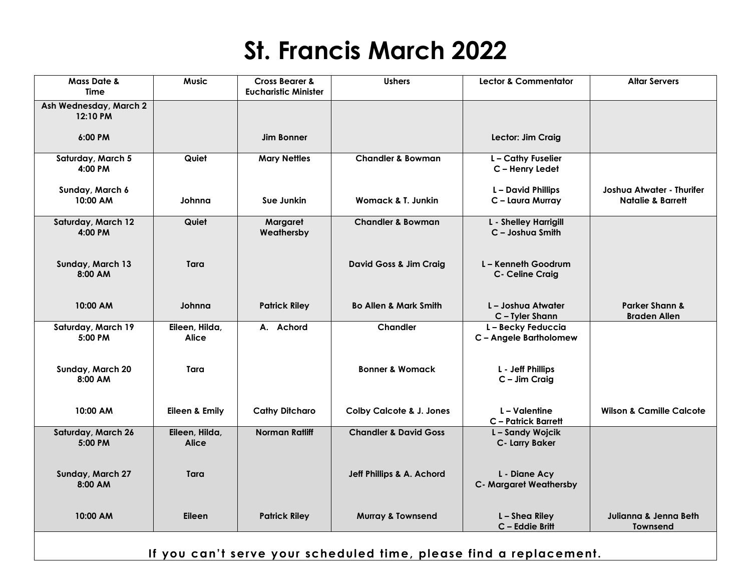# St. Francis March 2022

| Mass Date & Time | Music | Cross Bearer & Eucharistic Minister | Ushers | Lector & Commentator | Altar Servers |
|---|---|---|---|---|---|
| Ash Wednesday, March 2 12:10 PM | | | | | |
| 6:00 PM | | Jim Bonner | | Lector: Jim Craig | |
| Saturday, March 5 4:00 PM | Quiet | Mary Nettles | Chandler & Bowman | L – Cathy Fuselier C – Henry Ledet | |
| Sunday, March 6 10:00 AM | Johnna | Sue Junkin | Womack & T. Junkin | L – David Phillips C – Laura Murray | Joshua Atwater - Thurifer Natalie & Barrett |
| Saturday, March 12 4:00 PM | Quiet | Margaret Weathersby | Chandler & Bowman | L - Shelley Harrigill C – Joshua Smith | |
| Sunday, March 13 8:00 AM | Tara | | David Goss & Jim Craig | L – Kenneth Goodrum C- Celine Craig | |
| 10:00 AM | Johnna | Patrick Riley | Bo Allen & Mark Smith | L – Joshua Atwater C – Tyler Shann | Parker Shann & Braden Allen |
| Saturday, March 19 5:00 PM | Eileen, Hilda, Alice | A. Achord | Chandler | L – Becky Feduccia C – Angele Bartholomew | |
| Sunday, March 20 8:00 AM | Tara | | Bonner & Womack | L - Jeff Phillips C – Jim Craig | |
| 10:00 AM | Eileen & Emily | Cathy Ditcharo | Colby Calcote & J. Jones | L – Valentine C – Patrick Barrett | Wilson & Camille Calcote |
| Saturday, March 26 5:00 PM | Eileen, Hilda, Alice | Norman Ratliff | Chandler & David Goss | L – Sandy Wojcik C- Larry Baker | |
| Sunday, March 27 8:00 AM | Tara | | Jeff Phillips & A. Achord | L - Diane Acy C- Margaret Weathersby | |
| 10:00 AM | Eileen | Patrick Riley | Murray & Townsend | L – Shea Riley C – Eddie Britt | Julianna & Jenna Beth Townsend |

**If you can't serve your scheduled time, please find a replacement.**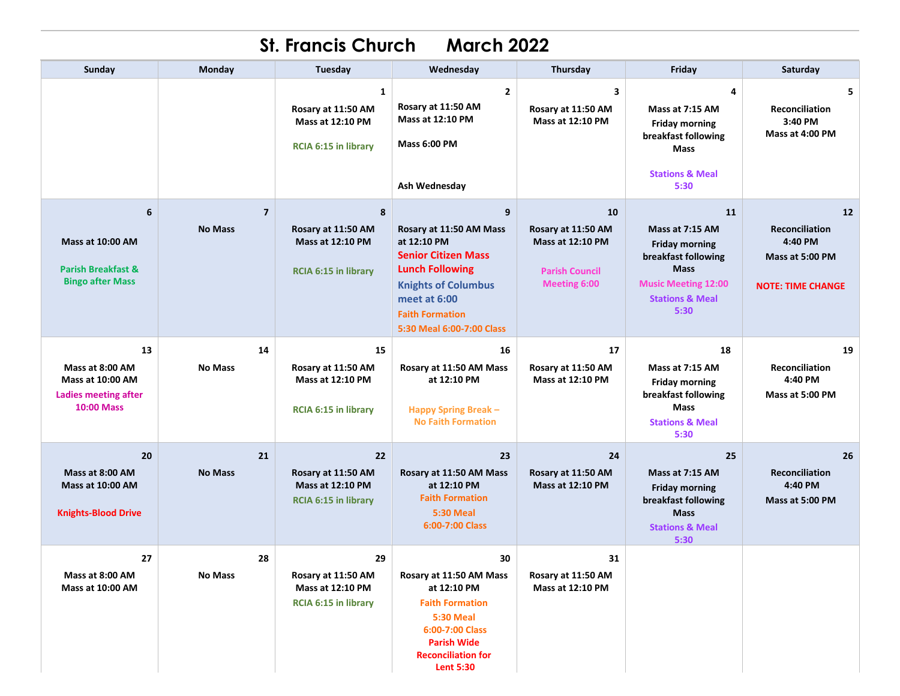# St. Francis Church March 2022

| Sunday | Monday | Tuesday | Wednesday | Thursday | Friday | Saturday |
|---|---|---|---|---|---|---|
| | | 1<br>Rosary at 11:50 AM<br>Mass at 12:10 PM<br>RCIA 6:15 in library | 2<br>Rosary at 11:50 AM<br>Mass at 12:10 PM<br>Mass 6:00 PM<br>Ash Wednesday | 3<br>Rosary at 11:50 AM<br>Mass at 12:10 PM | 4<br>Mass at 7:15 AM<br>Friday morning breakfast following Mass<br>Stations & Meal 5:30 | 5<br>Reconciliation 3:40 PM<br>Mass at 4:00 PM |
| 6<br>Mass at 10:00 AM<br>Parish Breakfast & Bingo after Mass | 7<br>No Mass | 8<br>Rosary at 11:50 AM<br>Mass at 12:10 PM<br>RCIA 6:15 in library | 9<br>Rosary at 11:50 AM Mass at 12:10 PM<br>Senior Citizen Mass Lunch Following<br>Knights of Columbus meet at 6:00<br>Faith Formation<br>5:30 Meal 6:00-7:00 Class | 10<br>Rosary at 11:50 AM<br>Mass at 12:10 PM<br>Parish Council Meeting 6:00 | 11<br>Mass at 7:15 AM<br>Friday morning breakfast following Mass<br>Music Meeting 12:00<br>Stations & Meal 5:30 | 12<br>Reconciliation 4:40 PM<br>Mass at 5:00 PM<br>NOTE: TIME CHANGE |
| 13<br>Mass at 8:00 AM<br>Mass at 10:00 AM<br>Ladies meeting after 10:00 Mass | 14<br>No Mass | 15<br>Rosary at 11:50 AM<br>Mass at 12:10 PM<br>RCIA 6:15 in library | 16<br>Rosary at 11:50 AM Mass at 12:10 PM<br>Happy Spring Break – No Faith Formation | 17<br>Rosary at 11:50 AM<br>Mass at 12:10 PM | 18<br>Mass at 7:15 AM<br>Friday morning breakfast following Mass<br>Stations & Meal 5:30 | 19<br>Reconciliation 4:40 PM<br>Mass at 5:00 PM |
| 20<br>Mass at 8:00 AM<br>Mass at 10:00 AM<br>Knights-Blood Drive | 21<br>No Mass | 22<br>Rosary at 11:50 AM<br>Mass at 12:10 PM<br>RCIA 6:15 in library | 23<br>Rosary at 11:50 AM Mass at 12:10 PM<br>Faith Formation<br>5:30 Meal<br>6:00-7:00 Class | 24<br>Rosary at 11:50 AM<br>Mass at 12:10 PM | 25<br>Mass at 7:15 AM<br>Friday morning breakfast following Mass<br>Stations & Meal 5:30 | 26<br>Reconciliation 4:40 PM<br>Mass at 5:00 PM |
| 27<br>Mass at 8:00 AM<br>Mass at 10:00 AM | 28<br>No Mass | 29<br>Rosary at 11:50 AM<br>Mass at 12:10 PM<br>RCIA 6:15 in library | 30<br>Rosary at 11:50 AM Mass at 12:10 PM<br>Faith Formation<br>5:30 Meal<br>6:00-7:00 Class<br>Parish Wide Reconciliation for Lent 5:30 | 31<br>Rosary at 11:50 AM<br>Mass at 12:10 PM | | |